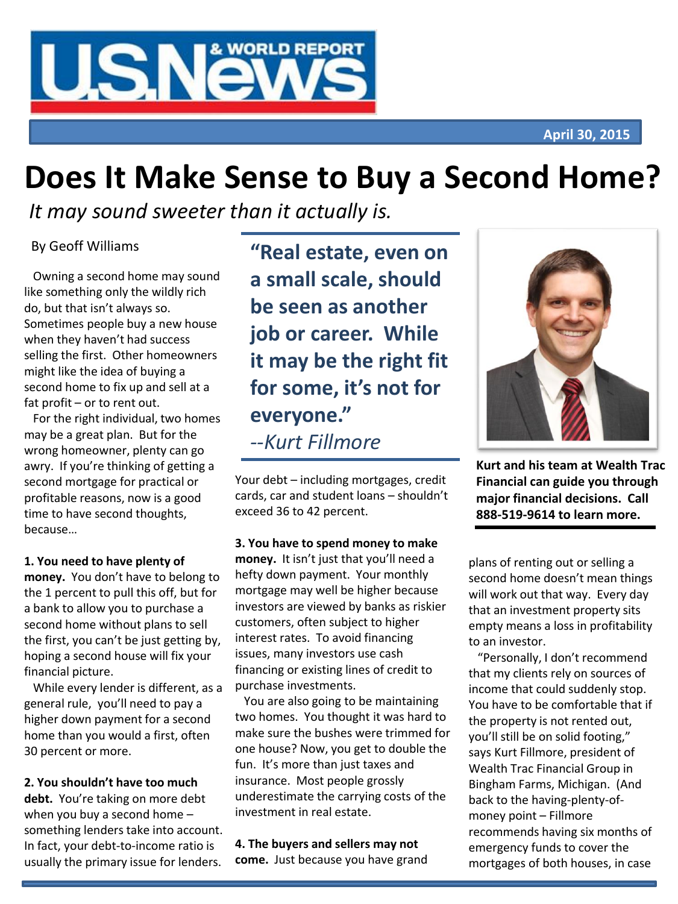April 30, 2015

# Does It Make Sense to Buy a Second Home?

*It may sound sweeter than it actually is.*

By Geoff Williams

Owning a second home may sound like something only the wildly rich do, but that isn't always so. Sometimes people buy a new house when they haven't had success selling the first. Other homeowners might like the idea of buying a second home to fix up and sell at a fat profit – or to rent out.

For the right individual, two homes may be a great plan. But for the wrong homeowner, plenty can go awry. If you're thinking of getting a second mortgage for practical or profitable reasons, now is a good time to have second thoughts, because…

**1. You need to have plenty of money.** You don't have to belong to the 1 percent to pull this off, but for a bank to allow you to purchase a second home without plans to sell the first, you can't be just getting by, hoping a second house will fix your financial picture.

While every lender is different, as a general rule, you'll need to pay a higher down payment for a second home than you would a first, often 30 percent or more.

**2. You shouldn't have too much debt.** You're taking on more debt when you buy a second home – something lenders take into account. In fact, your debt-to-income ratio is usually the primary issue for lenders. Your debt – including mortgages, credit cards, car and student loans – shouldn't exceed 36 to 42 percent.

> **"Real estate, even on a small scale, should be seen as another job or career. While it may be the right fit for some, it's not for everyone."**
> *--Kurt Fillmore*

**3. You have to spend money to make money.** It isn't just that you'll need a hefty down payment. Your monthly mortgage may well be higher because investors are viewed by banks as riskier customers, often subject to higher interest rates. To avoid financing issues, many investors use cash financing or existing lines of credit to purchase investments.

You are also going to be maintaining two homes. You thought it was hard to make sure the bushes were trimmed for one house? Now, you get to double the fun. It's more than just taxes and insurance. Most people grossly underestimate the carrying costs of the investment in real estate.

**4. The buyers and sellers may not come.** Just because you have grand plans of renting out or selling a second home doesn't mean things will work out that way. Every day that an investment property sits empty means a loss in profitability to an investor.

"Personally, I don't recommend that my clients rely on sources of income that could suddenly stop. You have to be comfortable that if the property is not rented out, you'll still be on solid footing," says Kurt Fillmore, president of Wealth Trac Financial Group in Bingham Farms, Michigan. (And back to the having-plenty-of-money point – Fillmore recommends having six months of emergency funds to cover the mortgages of both houses, in case

**Kurt and his team at Wealth Trac Financial can guide you through major financial decisions. Call 888-519-9614 to learn more.**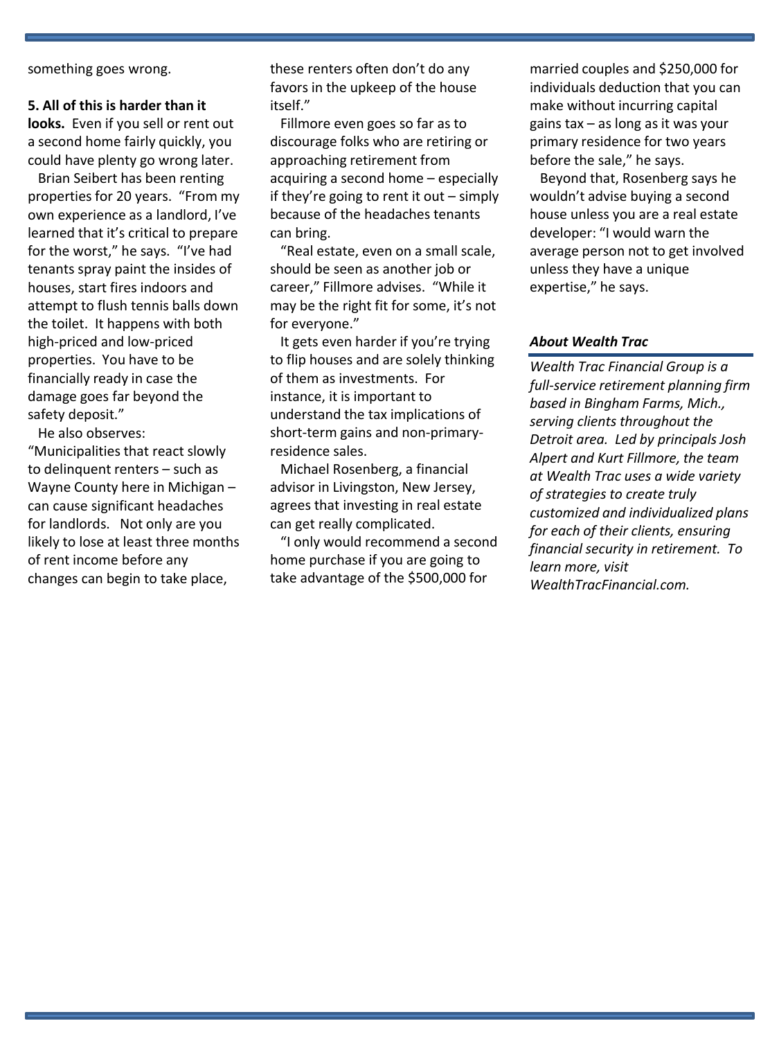something goes wrong.

**5. All of this is harder than it looks.** Even if you sell or rent out a second home fairly quickly, you could have plenty go wrong later.

Brian Seibert has been renting properties for 20 years. "From my own experience as a landlord, I've learned that it's critical to prepare for the worst," he says. "I've had tenants spray paint the insides of houses, start fires indoors and attempt to flush tennis balls down the toilet. It happens with both high-priced and low-priced properties. You have to be financially ready in case the damage goes far beyond the safety deposit."

He also observes: "Municipalities that react slowly to delinquent renters – such as Wayne County here in Michigan – can cause significant headaches for landlords. Not only are you likely to lose at least three months of rent income before any changes can begin to take place, these renters often don't do any favors in the upkeep of the house itself."

Fillmore even goes so far as to discourage folks who are retiring or approaching retirement from acquiring a second home – especially if they're going to rent it out – simply because of the headaches tenants can bring.

"Real estate, even on a small scale, should be seen as another job or career," Fillmore advises. "While it may be the right fit for some, it's not for everyone."

It gets even harder if you're trying to flip houses and are solely thinking of them as investments. For instance, it is important to understand the tax implications of short-term gains and non-primary-residence sales.

Michael Rosenberg, a financial advisor in Livingston, New Jersey, agrees that investing in real estate can get really complicated.

"I only would recommend a second home purchase if you are going to take advantage of the $500,000 for married couples and $250,000 for individuals deduction that you can make without incurring capital gains tax – as long as it was your primary residence for two years before the sale," he says.

Beyond that, Rosenberg says he wouldn't advise buying a second house unless you are a real estate developer: "I would warn the average person not to get involved unless they have a unique expertise," he says.

***About Wealth Trac***

*Wealth Trac Financial Group is a full-service retirement planning firm based in Bingham Farms, Mich., serving clients throughout the Detroit area. Led by principals Josh Alpert and Kurt Fillmore, the team at Wealth Trac uses a wide variety of strategies to create truly customized and individualized plans for each of their clients, ensuring financial security in retirement. To learn more, visit WealthTracFinancial.com.*